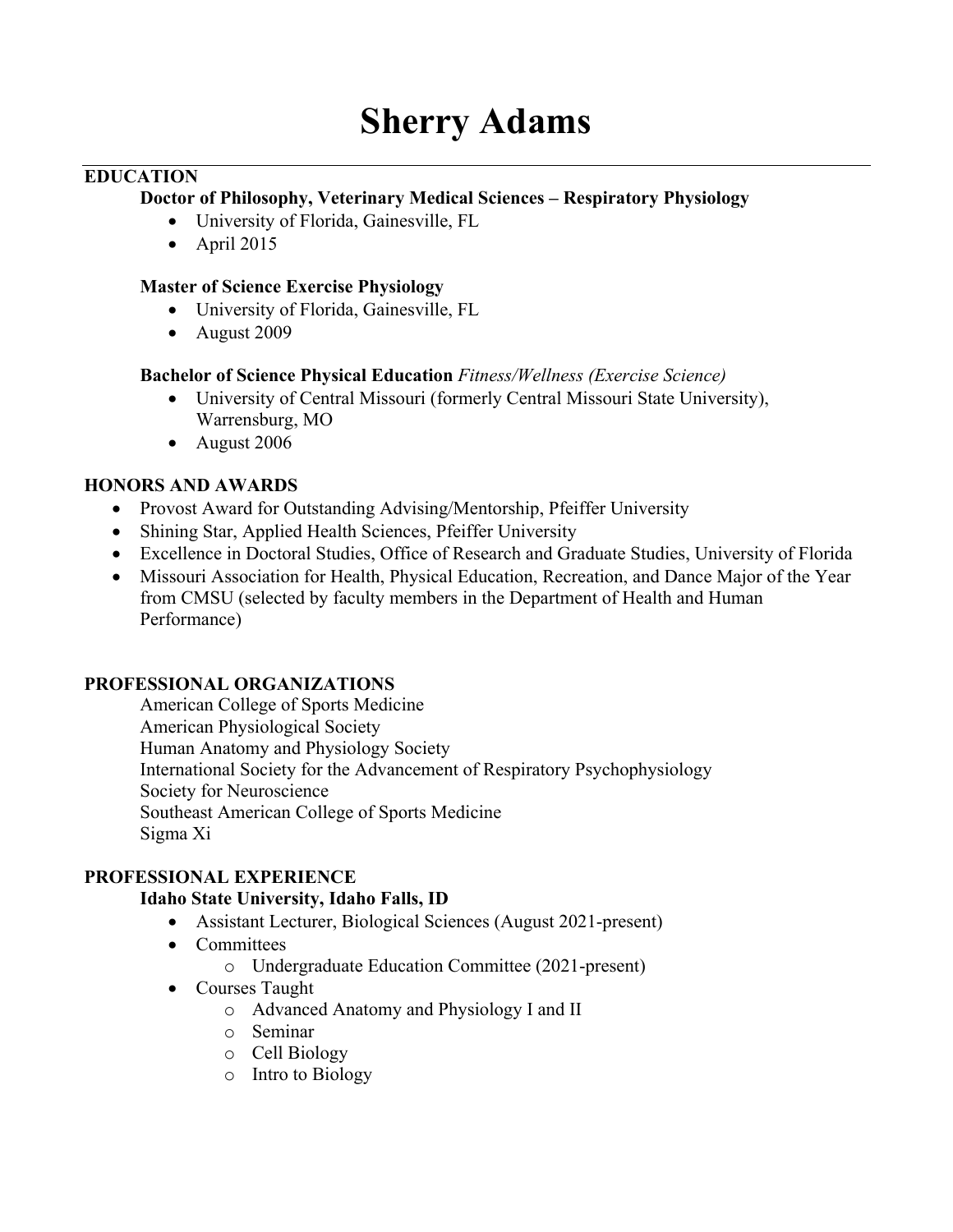# Sherry Adams

## EDUCATION

**Doctor of Philosophy, Veterinary Medical Sciences – Respiratory Physiology**

- University of Florida, Gainesville, FL
- April 2015

**Master of Science Exercise Physiology**

- University of Florida, Gainesville, FL
- August 2009

**Bachelor of Science Physical Education** *Fitness/Wellness (Exercise Science)*

- University of Central Missouri (formerly Central Missouri State University), Warrensburg, MO
- August 2006

## HONORS AND AWARDS

- Provost Award for Outstanding Advising/Mentorship, Pfeiffer University
- Shining Star, Applied Health Sciences, Pfeiffer University
- Excellence in Doctoral Studies, Office of Research and Graduate Studies, University of Florida
- Missouri Association for Health, Physical Education, Recreation, and Dance Major of the Year from CMSU (selected by faculty members in the Department of Health and Human Performance)

## PROFESSIONAL ORGANIZATIONS

American College of Sports Medicine
American Physiological Society
Human Anatomy and Physiology Society
International Society for the Advancement of Respiratory Psychophysiology
Society for Neuroscience
Southeast American College of Sports Medicine
Sigma Xi

## PROFESSIONAL EXPERIENCE

**Idaho State University, Idaho Falls, ID**

- Assistant Lecturer, Biological Sciences (August 2021-present)
- Committees
  - Undergraduate Education Committee (2021-present)
- Courses Taught
  - Advanced Anatomy and Physiology I and II
  - Seminar
  - Cell Biology
  - Intro to Biology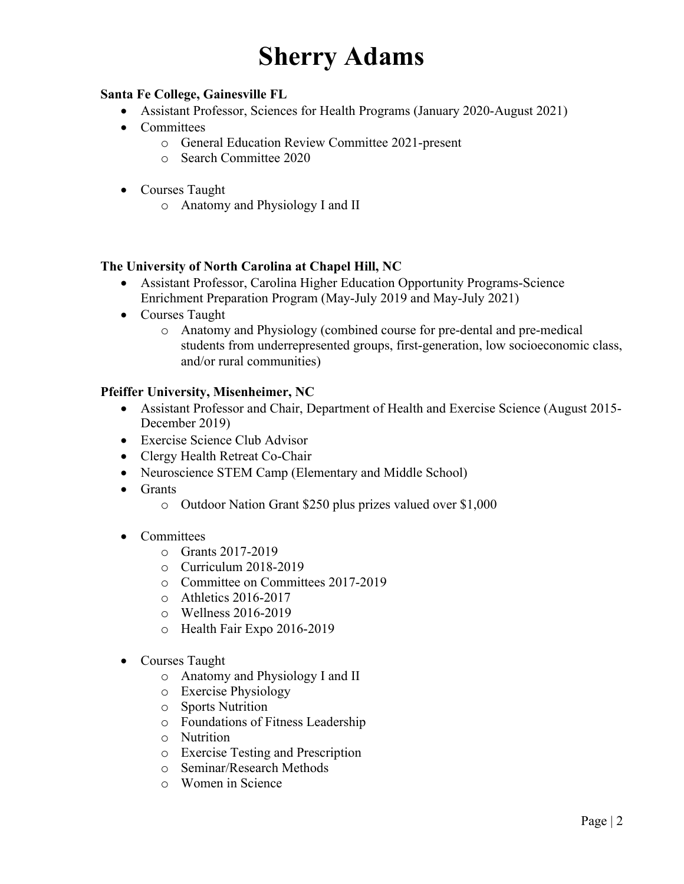# Sherry Adams

**Santa Fe College, Gainesville FL**

- Assistant Professor, Sciences for Health Programs (January 2020-August 2021)
- Committees
  - General Education Review Committee 2021-present
  - Search Committee 2020
- Courses Taught
  - Anatomy and Physiology I and II

**The University of North Carolina at Chapel Hill, NC**

- Assistant Professor, Carolina Higher Education Opportunity Programs-Science Enrichment Preparation Program (May-July 2019 and May-July 2021)
- Courses Taught
  - Anatomy and Physiology (combined course for pre-dental and pre-medical students from underrepresented groups, first-generation, low socioeconomic class, and/or rural communities)

**Pfeiffer University, Misenheimer, NC**

- Assistant Professor and Chair, Department of Health and Exercise Science (August 2015-December 2019)
- Exercise Science Club Advisor
- Clergy Health Retreat Co-Chair
- Neuroscience STEM Camp (Elementary and Middle School)
- Grants
  - Outdoor Nation Grant $250 plus prizes valued over $1,000
- Committees
  - Grants 2017-2019
  - Curriculum 2018-2019
  - Committee on Committees 2017-2019
  - Athletics 2016-2017
  - Wellness 2016-2019
  - Health Fair Expo 2016-2019
- Courses Taught
  - Anatomy and Physiology I and II
  - Exercise Physiology
  - Sports Nutrition
  - Foundations of Fitness Leadership
  - Nutrition
  - Exercise Testing and Prescription
  - Seminar/Research Methods
  - Women in Science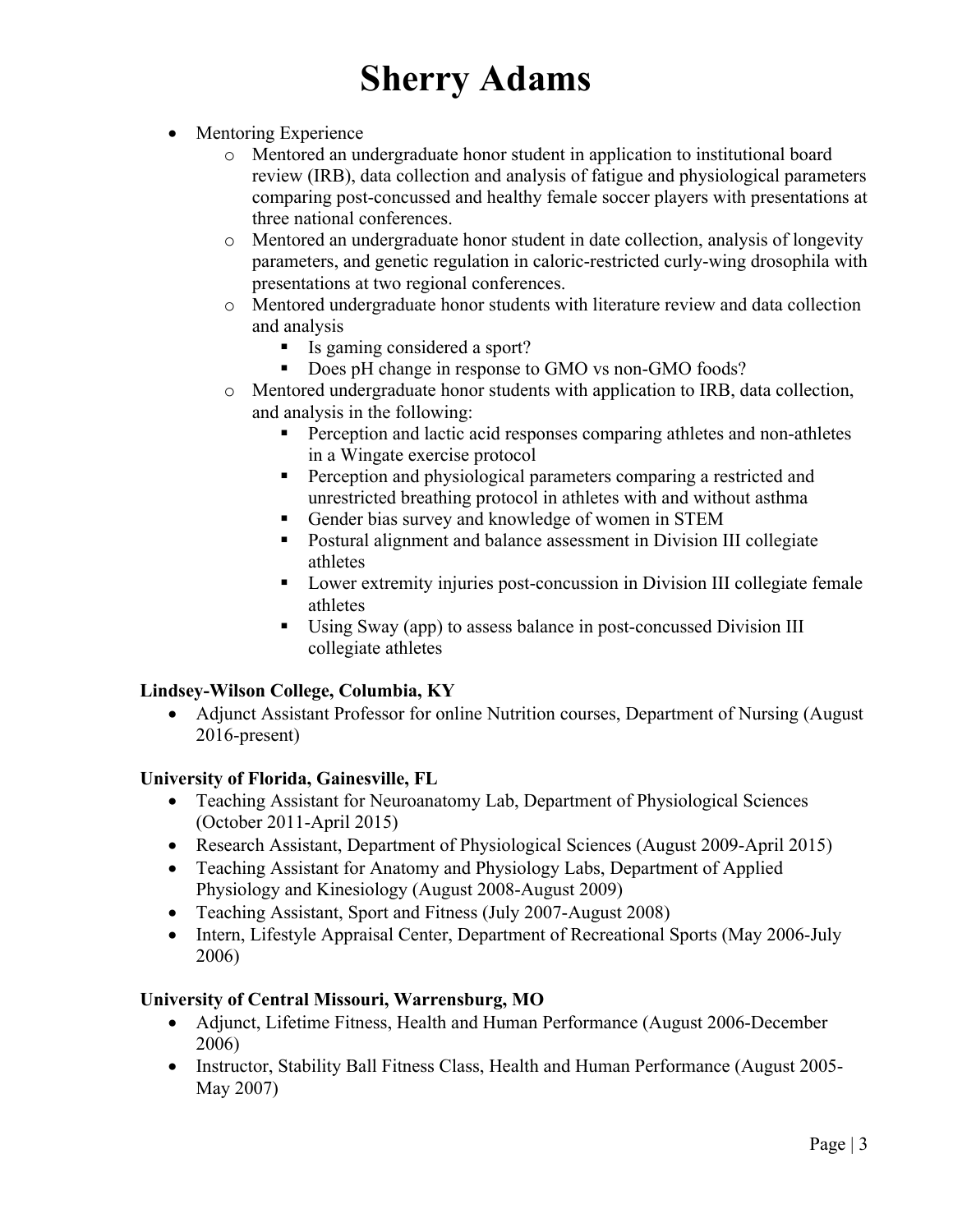- Mentoring Experience
  - Mentored an undergraduate honor student in application to institutional board review (IRB), data collection and analysis of fatigue and physiological parameters comparing post-concussed and healthy female soccer players with presentations at three national conferences.
  - Mentored an undergraduate honor student in date collection, analysis of longevity parameters, and genetic regulation in caloric-restricted curly-wing drosophila with presentations at two regional conferences.
  - Mentored undergraduate honor students with literature review and data collection and analysis
    - Is gaming considered a sport?
    - Does pH change in response to GMO vs non-GMO foods?
  - Mentored undergraduate honor students with application to IRB, data collection, and analysis in the following:
    - Perception and lactic acid responses comparing athletes and non-athletes in a Wingate exercise protocol
    - Perception and physiological parameters comparing a restricted and unrestricted breathing protocol in athletes with and without asthma
    - Gender bias survey and knowledge of women in STEM
    - Postural alignment and balance assessment in Division III collegiate athletes
    - Lower extremity injuries post-concussion in Division III collegiate female athletes
    - Using Sway (app) to assess balance in post-concussed Division III collegiate athletes

**Lindsey-Wilson College, Columbia, KY**

- Adjunct Assistant Professor for online Nutrition courses, Department of Nursing (August 2016-present)

**University of Florida, Gainesville, FL**

- Teaching Assistant for Neuroanatomy Lab, Department of Physiological Sciences (October 2011-April 2015)
- Research Assistant, Department of Physiological Sciences (August 2009-April 2015)
- Teaching Assistant for Anatomy and Physiology Labs, Department of Applied Physiology and Kinesiology (August 2008-August 2009)
- Teaching Assistant, Sport and Fitness (July 2007-August 2008)
- Intern, Lifestyle Appraisal Center, Department of Recreational Sports (May 2006-July 2006)

**University of Central Missouri, Warrensburg, MO**

- Adjunct, Lifetime Fitness, Health and Human Performance (August 2006-December 2006)
- Instructor, Stability Ball Fitness Class, Health and Human Performance (August 2005-May 2007)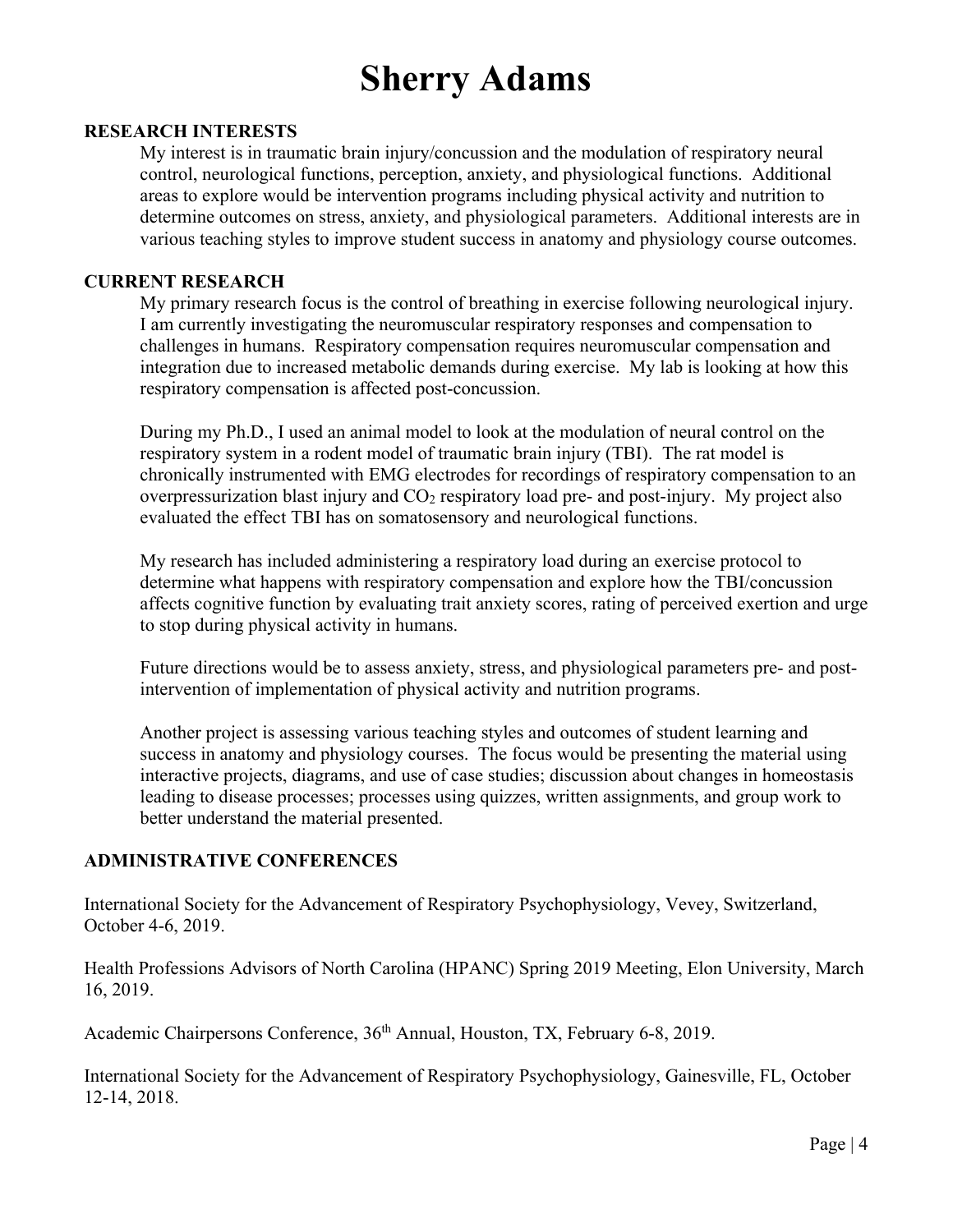# Sherry Adams

## RESEARCH INTERESTS

My interest is in traumatic brain injury/concussion and the modulation of respiratory neural control, neurological functions, perception, anxiety, and physiological functions. Additional areas to explore would be intervention programs including physical activity and nutrition to determine outcomes on stress, anxiety, and physiological parameters. Additional interests are in various teaching styles to improve student success in anatomy and physiology course outcomes.

## CURRENT RESEARCH

My primary research focus is the control of breathing in exercise following neurological injury. I am currently investigating the neuromuscular respiratory responses and compensation to challenges in humans. Respiratory compensation requires neuromuscular compensation and integration due to increased metabolic demands during exercise. My lab is looking at how this respiratory compensation is affected post-concussion.

During my Ph.D., I used an animal model to look at the modulation of neural control on the respiratory system in a rodent model of traumatic brain injury (TBI). The rat model is chronically instrumented with EMG electrodes for recordings of respiratory compensation to an overpressurization blast injury and $CO_2$ respiratory load pre- and post-injury. My project also evaluated the effect TBI has on somatosensory and neurological functions.

My research has included administering a respiratory load during an exercise protocol to determine what happens with respiratory compensation and explore how the TBI/concussion affects cognitive function by evaluating trait anxiety scores, rating of perceived exertion and urge to stop during physical activity in humans.

Future directions would be to assess anxiety, stress, and physiological parameters pre- and post-intervention of implementation of physical activity and nutrition programs.

Another project is assessing various teaching styles and outcomes of student learning and success in anatomy and physiology courses. The focus would be presenting the material using interactive projects, diagrams, and use of case studies; discussion about changes in homeostasis leading to disease processes; processes using quizzes, written assignments, and group work to better understand the material presented.

## ADMINISTRATIVE CONFERENCES

International Society for the Advancement of Respiratory Psychophysiology, Vevey, Switzerland, October 4-6, 2019.

Health Professions Advisors of North Carolina (HPANC) Spring 2019 Meeting, Elon University, March 16, 2019.

Academic Chairpersons Conference, 36$^{th}$ Annual, Houston, TX, February 6-8, 2019.

International Society for the Advancement of Respiratory Psychophysiology, Gainesville, FL, October 12-14, 2018.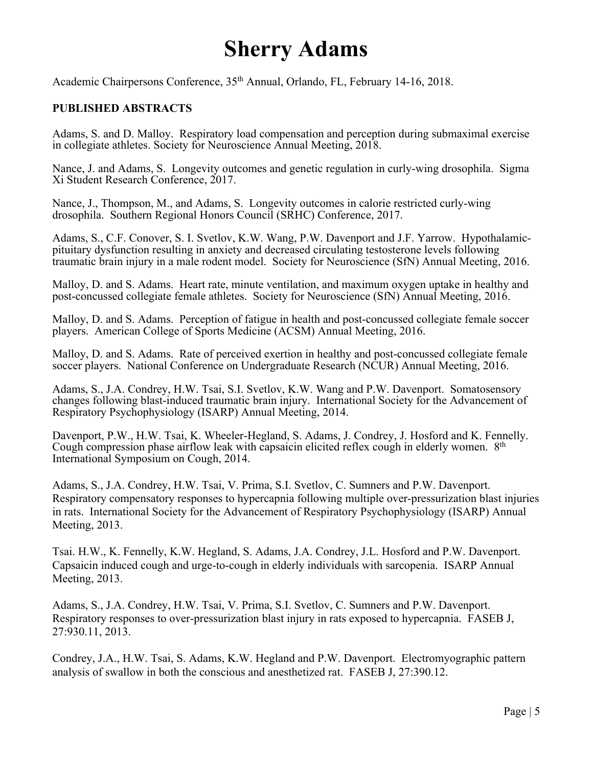Academic Chairpersons Conference, 35th Annual, Orlando, FL, February 14-16, 2018.

**PUBLISHED ABSTRACTS**

Adams, S. and D. Malloy. Respiratory load compensation and perception during submaximal exercise in collegiate athletes. Society for Neuroscience Annual Meeting, 2018.

Nance, J. and Adams, S. Longevity outcomes and genetic regulation in curly-wing drosophila. Sigma Xi Student Research Conference, 2017.

Nance, J., Thompson, M., and Adams, S. Longevity outcomes in calorie restricted curly-wing drosophila. Southern Regional Honors Council (SRHC) Conference, 2017.

Adams, S., C.F. Conover, S. I. Svetlov, K.W. Wang, P.W. Davenport and J.F. Yarrow. Hypothalamic-pituitary dysfunction resulting in anxiety and decreased circulating testosterone levels following traumatic brain injury in a male rodent model. Society for Neuroscience (SfN) Annual Meeting, 2016.

Malloy, D. and S. Adams. Heart rate, minute ventilation, and maximum oxygen uptake in healthy and post-concussed collegiate female athletes. Society for Neuroscience (SfN) Annual Meeting, 2016.

Malloy, D. and S. Adams. Perception of fatigue in health and post-concussed collegiate female soccer players. American College of Sports Medicine (ACSM) Annual Meeting, 2016.

Malloy, D. and S. Adams. Rate of perceived exertion in healthy and post-concussed collegiate female soccer players. National Conference on Undergraduate Research (NCUR) Annual Meeting, 2016.

Adams, S., J.A. Condrey, H.W. Tsai, S.I. Svetlov, K.W. Wang and P.W. Davenport. Somatosensory changes following blast-induced traumatic brain injury. International Society for the Advancement of Respiratory Psychophysiology (ISARP) Annual Meeting, 2014.

Davenport, P.W., H.W. Tsai, K. Wheeler-Hegland, S. Adams, J. Condrey, J. Hosford and K. Fennelly. Cough compression phase airflow leak with capsaicin elicited reflex cough in elderly women. 8th International Symposium on Cough, 2014.

Adams, S., J.A. Condrey, H.W. Tsai, V. Prima, S.I. Svetlov, C. Sumners and P.W. Davenport. Respiratory compensatory responses to hypercapnia following multiple over-pressurization blast injuries in rats. International Society for the Advancement of Respiratory Psychophysiology (ISARP) Annual Meeting, 2013.

Tsai. H.W., K. Fennelly, K.W. Hegland, S. Adams, J.A. Condrey, J.L. Hosford and P.W. Davenport. Capsaicin induced cough and urge-to-cough in elderly individuals with sarcopenia. ISARP Annual Meeting, 2013.

Adams, S., J.A. Condrey, H.W. Tsai, V. Prima, S.I. Svetlov, C. Sumners and P.W. Davenport. Respiratory responses to over-pressurization blast injury in rats exposed to hypercapnia. FASEB J, 27:930.11, 2013.

Condrey, J.A., H.W. Tsai, S. Adams, K.W. Hegland and P.W. Davenport. Electromyographic pattern analysis of swallow in both the conscious and anesthetized rat. FASEB J, 27:390.12.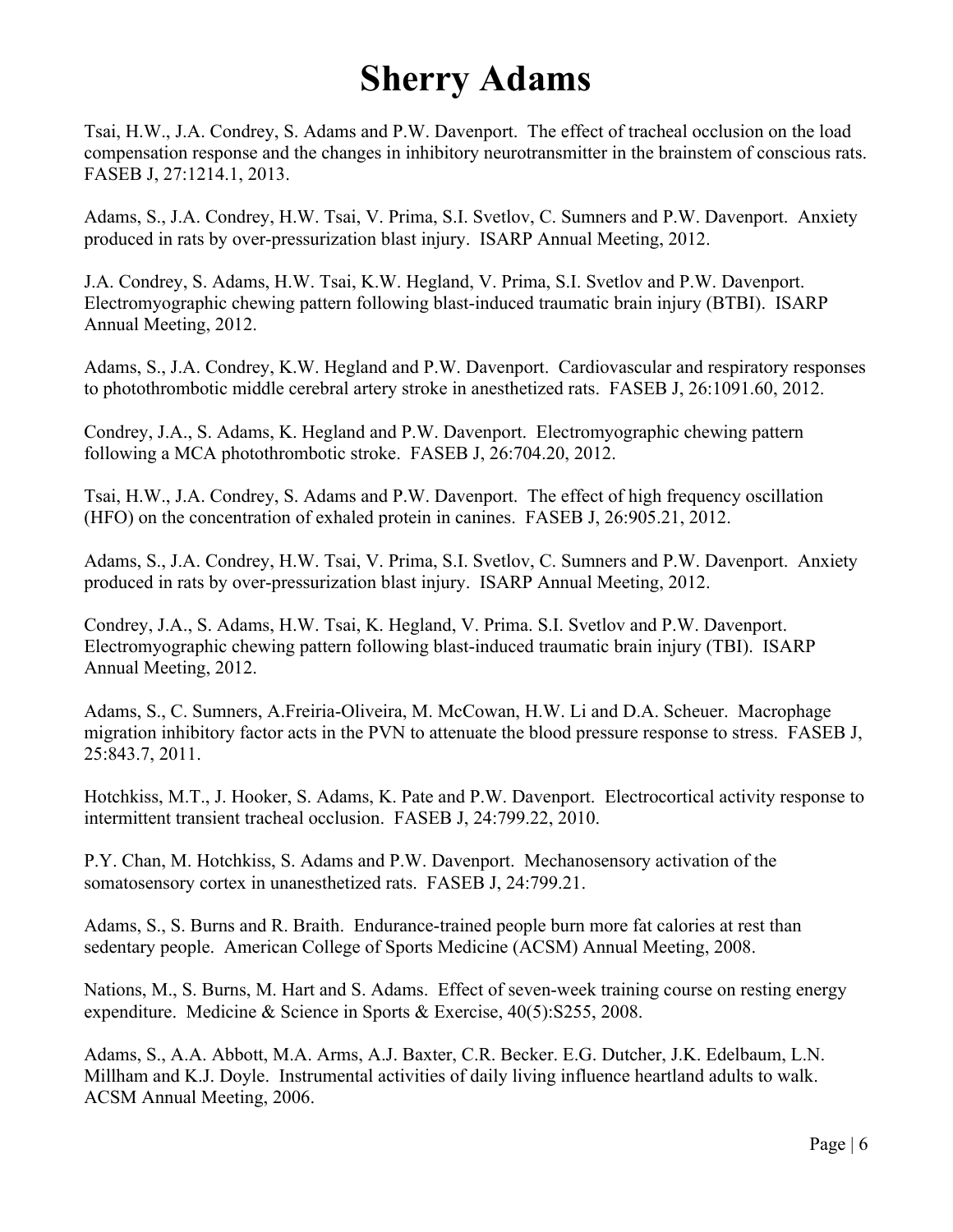# Sherry Adams

Tsai, H.W., J.A. Condrey, S. Adams and P.W. Davenport. The effect of tracheal occlusion on the load compensation response and the changes in inhibitory neurotransmitter in the brainstem of conscious rats. FASEB J, 27:1214.1, 2013.

Adams, S., J.A. Condrey, H.W. Tsai, V. Prima, S.I. Svetlov, C. Sumners and P.W. Davenport. Anxiety produced in rats by over-pressurization blast injury. ISARP Annual Meeting, 2012.

J.A. Condrey, S. Adams, H.W. Tsai, K.W. Hegland, V. Prima, S.I. Svetlov and P.W. Davenport. Electromyographic chewing pattern following blast-induced traumatic brain injury (BTBI). ISARP Annual Meeting, 2012.

Adams, S., J.A. Condrey, K.W. Hegland and P.W. Davenport. Cardiovascular and respiratory responses to photothrombotic middle cerebral artery stroke in anesthetized rats. FASEB J, 26:1091.60, 2012.

Condrey, J.A., S. Adams, K. Hegland and P.W. Davenport. Electromyographic chewing pattern following a MCA photothrombotic stroke. FASEB J, 26:704.20, 2012.

Tsai, H.W., J.A. Condrey, S. Adams and P.W. Davenport. The effect of high frequency oscillation (HFO) on the concentration of exhaled protein in canines. FASEB J, 26:905.21, 2012.

Adams, S., J.A. Condrey, H.W. Tsai, V. Prima, S.I. Svetlov, C. Sumners and P.W. Davenport. Anxiety produced in rats by over-pressurization blast injury. ISARP Annual Meeting, 2012.

Condrey, J.A., S. Adams, H.W. Tsai, K. Hegland, V. Prima. S.I. Svetlov and P.W. Davenport. Electromyographic chewing pattern following blast-induced traumatic brain injury (TBI). ISARP Annual Meeting, 2012.

Adams, S., C. Sumners, A.Freiria-Oliveira, M. McCowan, H.W. Li and D.A. Scheuer. Macrophage migration inhibitory factor acts in the PVN to attenuate the blood pressure response to stress. FASEB J, 25:843.7, 2011.

Hotchkiss, M.T., J. Hooker, S. Adams, K. Pate and P.W. Davenport. Electrocortical activity response to intermittent transient tracheal occlusion. FASEB J, 24:799.22, 2010.

P.Y. Chan, M. Hotchkiss, S. Adams and P.W. Davenport. Mechanosensory activation of the somatosensory cortex in unanesthetized rats. FASEB J, 24:799.21.

Adams, S., S. Burns and R. Braith. Endurance-trained people burn more fat calories at rest than sedentary people. American College of Sports Medicine (ACSM) Annual Meeting, 2008.

Nations, M., S. Burns, M. Hart and S. Adams. Effect of seven-week training course on resting energy expenditure. Medicine & Science in Sports & Exercise, 40(5):S255, 2008.

Adams, S., A.A. Abbott, M.A. Arms, A.J. Baxter, C.R. Becker. E.G. Dutcher, J.K. Edelbaum, L.N. Millham and K.J. Doyle. Instrumental activities of daily living influence heartland adults to walk. ACSM Annual Meeting, 2006.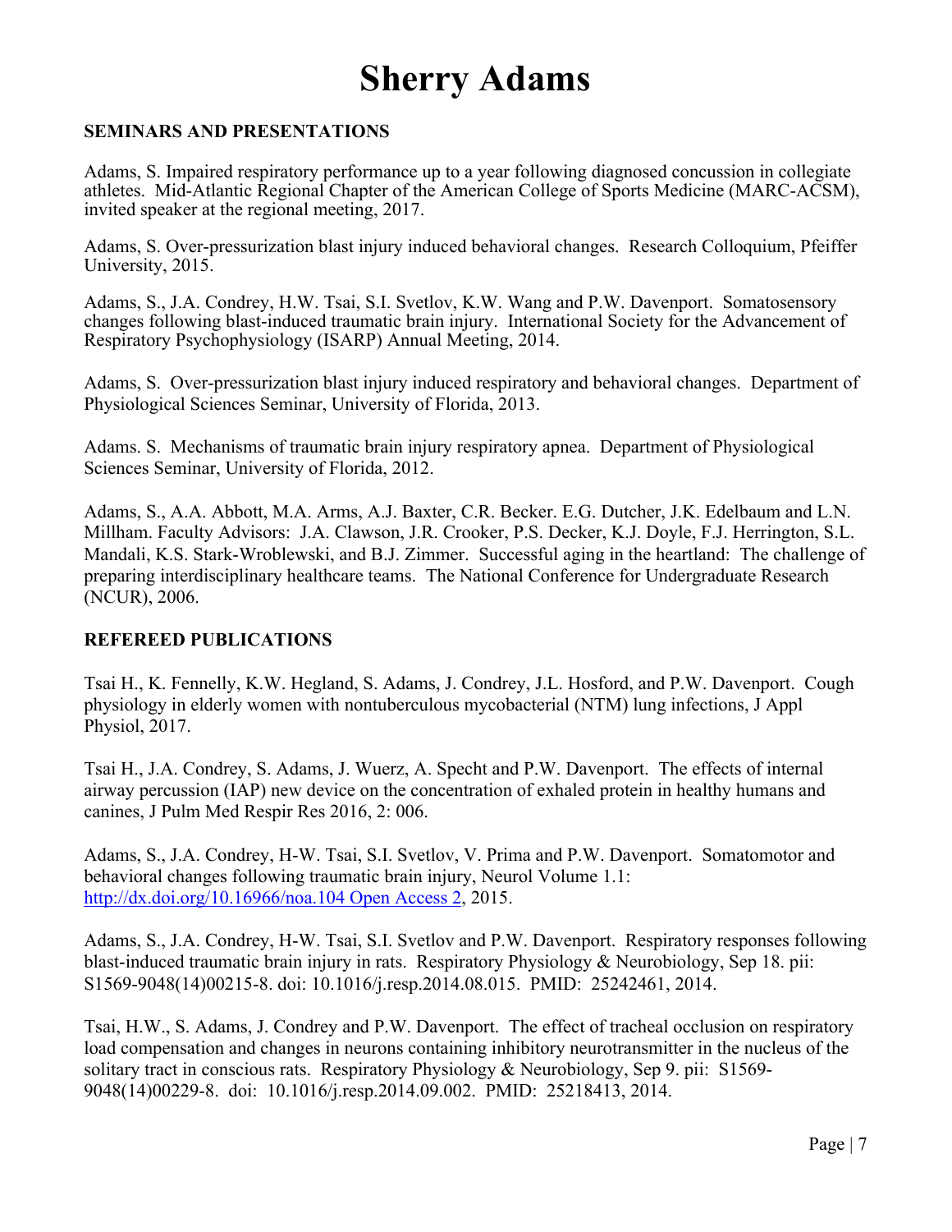# Sherry Adams

**SEMINARS AND PRESENTATIONS**

Adams, S. Impaired respiratory performance up to a year following diagnosed concussion in collegiate athletes. Mid-Atlantic Regional Chapter of the American College of Sports Medicine (MARC-ACSM), invited speaker at the regional meeting, 2017.

Adams, S. Over-pressurization blast injury induced behavioral changes. Research Colloquium, Pfeiffer University, 2015.

Adams, S., J.A. Condrey, H.W. Tsai, S.I. Svetlov, K.W. Wang and P.W. Davenport. Somatosensory changes following blast-induced traumatic brain injury. International Society for the Advancement of Respiratory Psychophysiology (ISARP) Annual Meeting, 2014.

Adams, S. Over-pressurization blast injury induced respiratory and behavioral changes. Department of Physiological Sciences Seminar, University of Florida, 2013.

Adams. S. Mechanisms of traumatic brain injury respiratory apnea. Department of Physiological Sciences Seminar, University of Florida, 2012.

Adams, S., A.A. Abbott, M.A. Arms, A.J. Baxter, C.R. Becker. E.G. Dutcher, J.K. Edelbaum and L.N. Millham. Faculty Advisors: J.A. Clawson, J.R. Crooker, P.S. Decker, K.J. Doyle, F.J. Herrington, S.L. Mandali, K.S. Stark-Wroblewski, and B.J. Zimmer. Successful aging in the heartland: The challenge of preparing interdisciplinary healthcare teams. The National Conference for Undergraduate Research (NCUR), 2006.

**REFEREED PUBLICATIONS**

Tsai H., K. Fennelly, K.W. Hegland, S. Adams, J. Condrey, J.L. Hosford, and P.W. Davenport. Cough physiology in elderly women with nontuberculous mycobacterial (NTM) lung infections, J Appl Physiol, 2017.

Tsai H., J.A. Condrey, S. Adams, J. Wuerz, A. Specht and P.W. Davenport. The effects of internal airway percussion (IAP) new device on the concentration of exhaled protein in healthy humans and canines, J Pulm Med Respir Res 2016, 2: 006.

Adams, S., J.A. Condrey, H-W. Tsai, S.I. Svetlov, V. Prima and P.W. Davenport. Somatomotor and behavioral changes following traumatic brain injury, Neurol Volume 1.1: [http://dx.doi.org/10.16966/noa.104 Open Access 2](http://dx.doi.org/10.16966/noa.104), 2015.

Adams, S., J.A. Condrey, H-W. Tsai, S.I. Svetlov and P.W. Davenport. Respiratory responses following blast-induced traumatic brain injury in rats. Respiratory Physiology & Neurobiology, Sep 18. pii: S1569-9048(14)00215-8. doi: 10.1016/j.resp.2014.08.015. PMID: 25242461, 2014.

Tsai, H.W., S. Adams, J. Condrey and P.W. Davenport. The effect of tracheal occlusion on respiratory load compensation and changes in neurons containing inhibitory neurotransmitter in the nucleus of the solitary tract in conscious rats. Respiratory Physiology & Neurobiology, Sep 9. pii: S1569-9048(14)00229-8. doi: 10.1016/j.resp.2014.09.002. PMID: 25218413, 2014.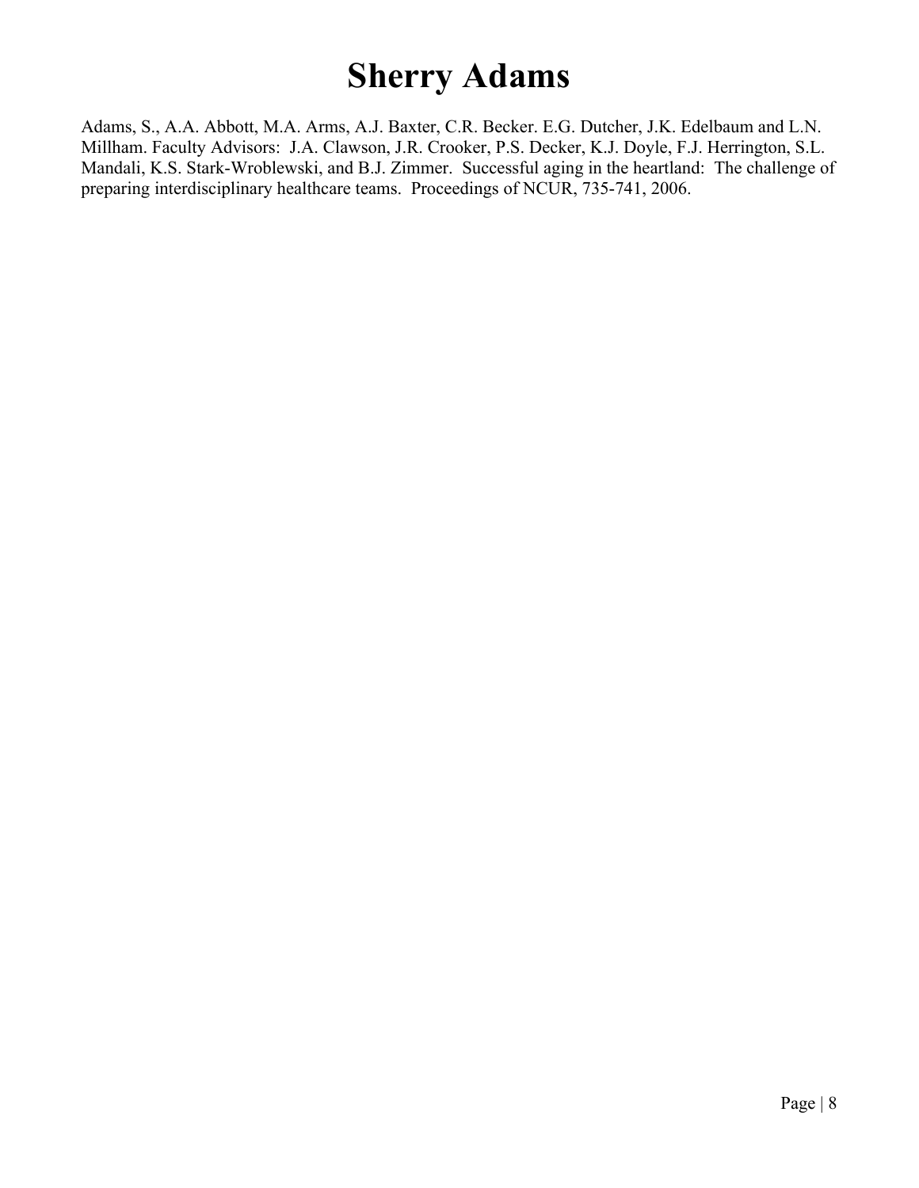# Sherry Adams

Adams, S., A.A. Abbott, M.A. Arms, A.J. Baxter, C.R. Becker. E.G. Dutcher, J.K. Edelbaum and L.N. Millham. Faculty Advisors: J.A. Clawson, J.R. Crooker, P.S. Decker, K.J. Doyle, F.J. Herrington, S.L. Mandali, K.S. Stark-Wroblewski, and B.J. Zimmer. Successful aging in the heartland: The challenge of preparing interdisciplinary healthcare teams. Proceedings of NCUR, 735-741, 2006.